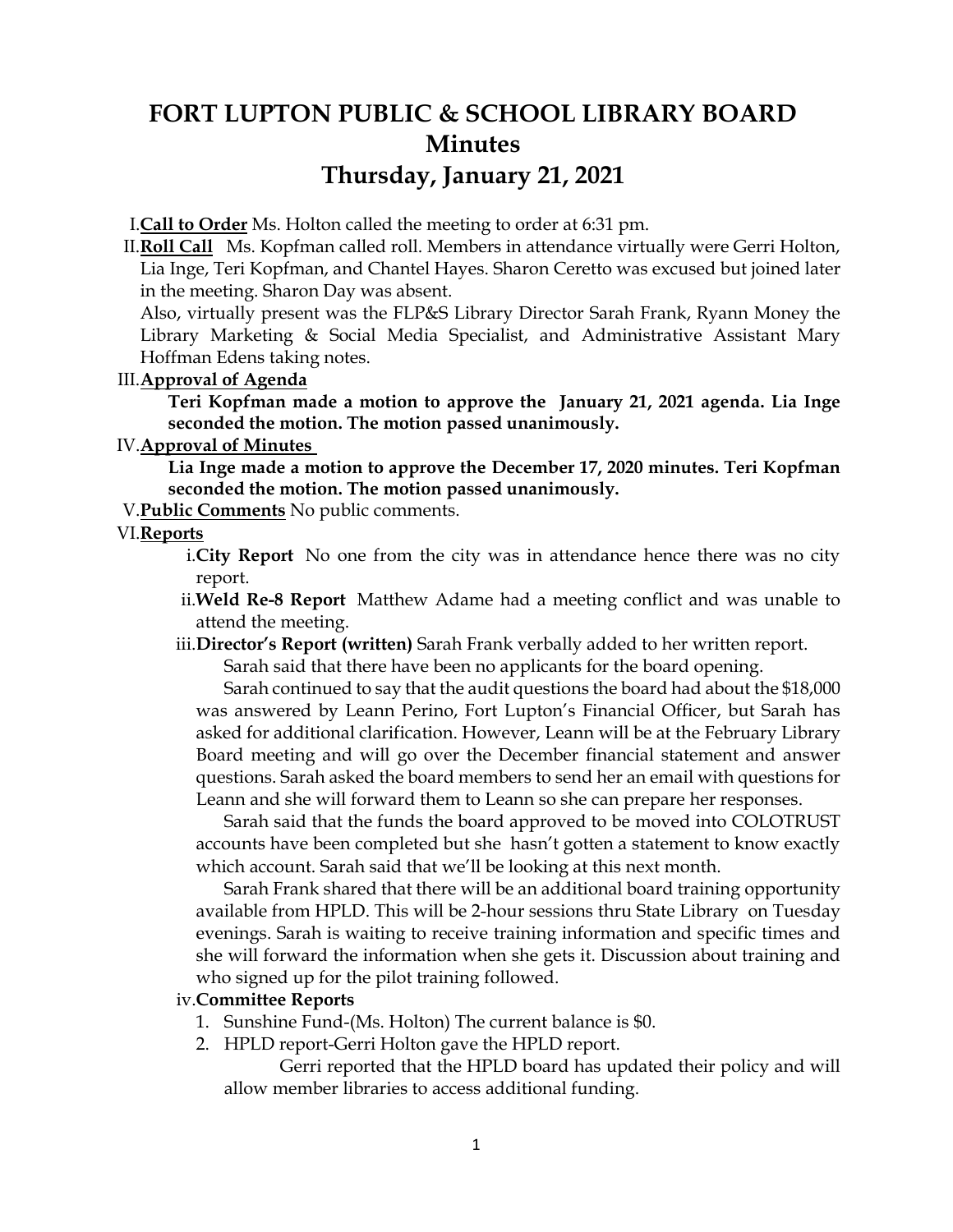# FORT LUPTON PUBLIC & SCHOOL LIBRARY BOARD
# Minutes
# Thursday, January 21, 2021

I. **Call to Order** Ms. Holton called the meeting to order at 6:31 pm.

II. **Roll Call** Ms. Kopfman called roll. Members in attendance virtually were Gerri Holton, Lia Inge, Teri Kopfman, and Chantel Hayes. Sharon Ceretto was excused but joined later in the meeting. Sharon Day was absent.

Also, virtually present was the FLP&S Library Director Sarah Frank, Ryann Money the Library Marketing & Social Media Specialist, and Administrative Assistant Mary Hoffman Edens taking notes.

III. **Approval of Agenda**

**Teri Kopfman made a motion to approve the January 21, 2021 agenda. Lia Inge seconded the motion. The motion passed unanimously.**

IV. **Approval of Minutes**

**Lia Inge made a motion to approve the December 17, 2020 minutes. Teri Kopfman seconded the motion. The motion passed unanimously.**

V. **Public Comments** No public comments.

VI. **Reports**

i. **City Report** No one from the city was in attendance hence there was no city report.

ii. **Weld Re-8 Report** Matthew Adame had a meeting conflict and was unable to attend the meeting.

iii. **Director's Report (written)** Sarah Frank verbally added to her written report.

Sarah said that there have been no applicants for the board opening.

Sarah continued to say that the audit questions the board had about the $18,000 was answered by Leann Perino, Fort Lupton's Financial Officer, but Sarah has asked for additional clarification. However, Leann will be at the February Library Board meeting and will go over the December financial statement and answer questions. Sarah asked the board members to send her an email with questions for Leann and she will forward them to Leann so she can prepare her responses.

Sarah said that the funds the board approved to be moved into COLOTRUST accounts have been completed but she hasn't gotten a statement to know exactly which account. Sarah said that we'll be looking at this next month.

Sarah Frank shared that there will be an additional board training opportunity available from HPLD. This will be 2-hour sessions thru State Library on Tuesday evenings. Sarah is waiting to receive training information and specific times and she will forward the information when she gets it. Discussion about training and who signed up for the pilot training followed.

iv. **Committee Reports**

1. Sunshine Fund-(Ms. Holton) The current balance is $0.
2. HPLD report-Gerri Holton gave the HPLD report.

   Gerri reported that the HPLD board has updated their policy and will allow member libraries to access additional funding.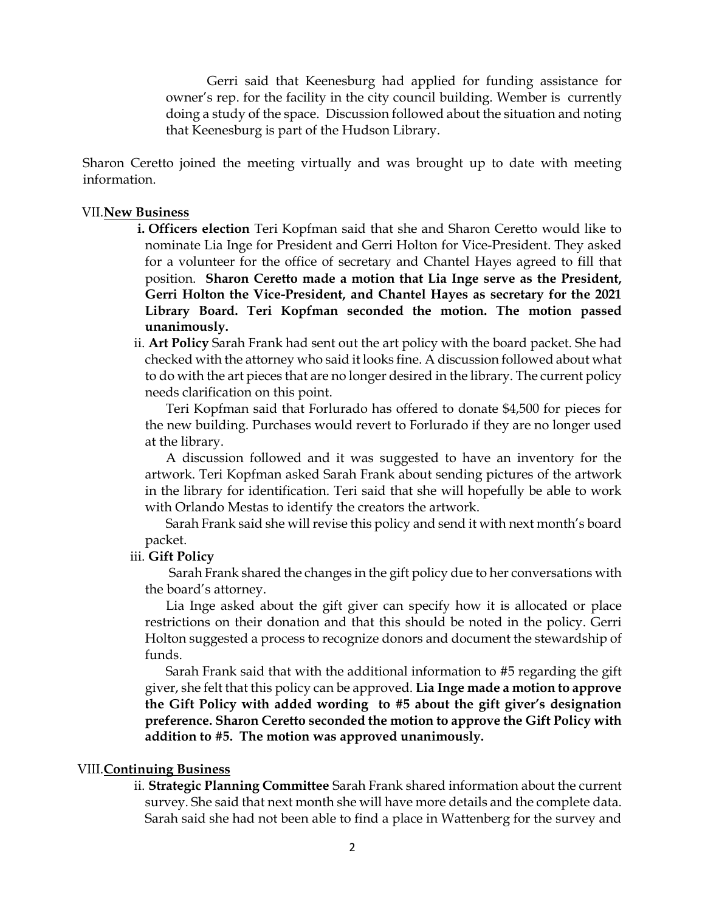Gerri said that Keenesburg had applied for funding assistance for owner's rep. for the facility in the city council building. Wember is currently doing a study of the space. Discussion followed about the situation and noting that Keenesburg is part of the Hudson Library.

Sharon Ceretto joined the meeting virtually and was brought up to date with meeting information.

VII. **New Business**

i. **Officers election** Teri Kopfman said that she and Sharon Ceretto would like to nominate Lia Inge for President and Gerri Holton for Vice-President. They asked for a volunteer for the office of secretary and Chantel Hayes agreed to fill that position. **Sharon Ceretto made a motion that Lia Inge serve as the President, Gerri Holton the Vice-President, and Chantel Hayes as secretary for the 2021 Library Board. Teri Kopfman seconded the motion. The motion passed unanimously.**

ii. **Art Policy** Sarah Frank had sent out the art policy with the board packet. She had checked with the attorney who said it looks fine. A discussion followed about what to do with the art pieces that are no longer desired in the library. The current policy needs clarification on this point.

Teri Kopfman said that Forlurado has offered to donate $4,500 for pieces for the new building. Purchases would revert to Forlurado if they are no longer used at the library.

A discussion followed and it was suggested to have an inventory for the artwork. Teri Kopfman asked Sarah Frank about sending pictures of the artwork in the library for identification. Teri said that she will hopefully be able to work with Orlando Mestas to identify the creators the artwork.

Sarah Frank said she will revise this policy and send it with next month's board packet.

iii. **Gift Policy**

Sarah Frank shared the changes in the gift policy due to her conversations with the board's attorney.

Lia Inge asked about the gift giver can specify how it is allocated or place restrictions on their donation and that this should be noted in the policy. Gerri Holton suggested a process to recognize donors and document the stewardship of funds.

Sarah Frank said that with the additional information to #5 regarding the gift giver, she felt that this policy can be approved. **Lia Inge made a motion to approve the Gift Policy with added wording to #5 about the gift giver's designation preference. Sharon Ceretto seconded the motion to approve the Gift Policy with addition to #5. The motion was approved unanimously.**

VIII. **Continuing Business**

ii. **Strategic Planning Committee** Sarah Frank shared information about the current survey. She said that next month she will have more details and the complete data. Sarah said she had not been able to find a place in Wattenberg for the survey and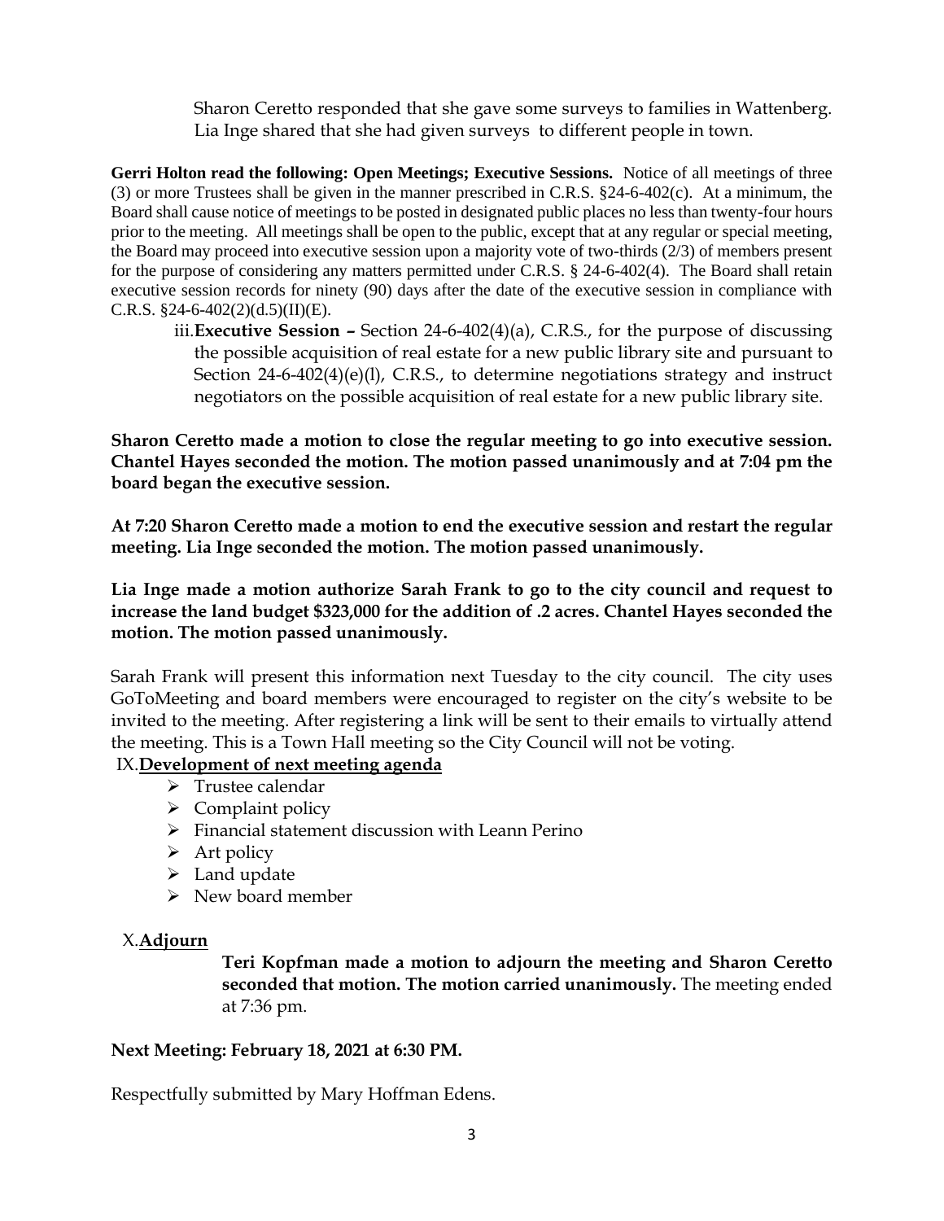Sharon Ceretto responded that she gave some surveys to families in Wattenberg. Lia Inge shared that she had given surveys to different people in town.

**Gerri Holton read the following: Open Meetings; Executive Sessions.** Notice of all meetings of three (3) or more Trustees shall be given in the manner prescribed in C.R.S. §24-6-402(c). At a minimum, the Board shall cause notice of meetings to be posted in designated public places no less than twenty-four hours prior to the meeting. All meetings shall be open to the public, except that at any regular or special meeting, the Board may proceed into executive session upon a majority vote of two-thirds (2/3) of members present for the purpose of considering any matters permitted under C.R.S. § 24-6-402(4). The Board shall retain executive session records for ninety (90) days after the date of the executive session in compliance with C.R.S. §24-6-402(2)(d.5)(II)(E).

iii. **Executive Session –** Section 24-6-402(4)(a), C.R.S., for the purpose of discussing the possible acquisition of real estate for a new public library site and pursuant to Section 24-6-402(4)(e)(l), C.R.S., to determine negotiations strategy and instruct negotiators on the possible acquisition of real estate for a new public library site.

**Sharon Ceretto made a motion to close the regular meeting to go into executive session. Chantel Hayes seconded the motion. The motion passed unanimously and at 7:04 pm the board began the executive session.**

**At 7:20 Sharon Ceretto made a motion to end the executive session and restart the regular meeting. Lia Inge seconded the motion. The motion passed unanimously.**

**Lia Inge made a motion authorize Sarah Frank to go to the city council and request to increase the land budget $323,000 for the addition of .2 acres. Chantel Hayes seconded the motion. The motion passed unanimously.**

Sarah Frank will present this information next Tuesday to the city council. The city uses GoToMeeting and board members were encouraged to register on the city's website to be invited to the meeting. After registering a link will be sent to their emails to virtually attend the meeting. This is a Town Hall meeting so the City Council will not be voting.

IX. **Development of next meeting agenda**

- Trustee calendar
- Complaint policy
- Financial statement discussion with Leann Perino
- Art policy
- Land update
- New board member

X. **Adjourn**

**Teri Kopfman made a motion to adjourn the meeting and Sharon Ceretto seconded that motion. The motion carried unanimously.** The meeting ended at 7:36 pm.

**Next Meeting: February 18, 2021 at 6:30 PM.**

Respectfully submitted by Mary Hoffman Edens.